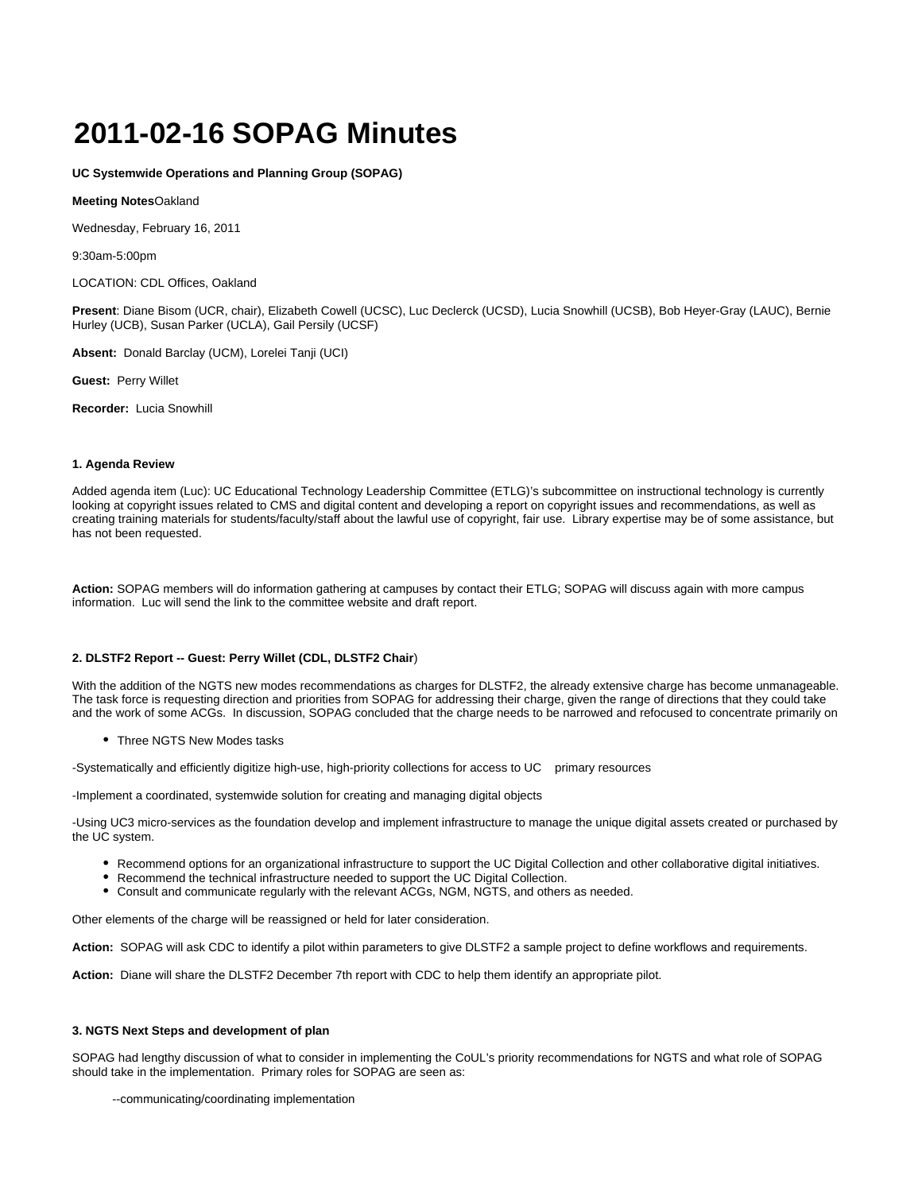# 2011-02-16 SOPAG Minutes

**UC Systemwide Operations and Planning Group (SOPAG)**

**Meeting Notes**Oakland

Wednesday, February 16, 2011

9:30am-5:00pm

LOCATION: CDL Offices, Oakland

**Present**: Diane Bisom (UCR, chair), Elizabeth Cowell (UCSC), Luc Declerck (UCSD), Lucia Snowhill (UCSB), Bob Heyer-Gray (LAUC), Bernie Hurley (UCB), Susan Parker (UCLA), Gail Persily (UCSF)

**Absent:** Donald Barclay (UCM), Lorelei Tanji (UCI)

**Guest:** Perry Willet

**Recorder:** Lucia Snowhill

#### 1. Agenda Review

Added agenda item (Luc): UC Educational Technology Leadership Committee (ETLG)'s subcommittee on instructional technology is currently looking at copyright issues related to CMS and digital content and developing a report on copyright issues and recommendations, as well as creating training materials for students/faculty/staff about the lawful use of copyright, fair use. Library expertise may be of some assistance, but has not been requested.

**Action:** SOPAG members will do information gathering at campuses by contact their ETLG; SOPAG will discuss again with more campus information. Luc will send the link to the committee website and draft report.

#### 2. DLSTF2 Report -- Guest: Perry Willet (CDL, DLSTF2 Chair)

With the addition of the NGTS new modes recommendations as charges for DLSTF2, the already extensive charge has become unmanageable. The task force is requesting direction and priorities from SOPAG for addressing their charge, given the range of directions that they could take and the work of some ACGs. In discussion, SOPAG concluded that the charge needs to be narrowed and refocused to concentrate primarily on

- Three NGTS New Modes tasks

-Systematically and efficiently digitize high-use, high-priority collections for access to UC primary resources

-Implement a coordinated, systemwide solution for creating and managing digital objects

-Using UC3 micro-services as the foundation develop and implement infrastructure to manage the unique digital assets created or purchased by the UC system.

- Recommend options for an organizational infrastructure to support the UC Digital Collection and other collaborative digital initiatives.
- Recommend the technical infrastructure needed to support the UC Digital Collection.
- Consult and communicate regularly with the relevant ACGs, NGM, NGTS, and others as needed.

Other elements of the charge will be reassigned or held for later consideration.

**Action:** SOPAG will ask CDC to identify a pilot within parameters to give DLSTF2 a sample project to define workflows and requirements.

**Action:** Diane will share the DLSTF2 December 7th report with CDC to help them identify an appropriate pilot.

#### 3. NGTS Next Steps and development of plan

SOPAG had lengthy discussion of what to consider in implementing the CoUL's priority recommendations for NGTS and what role of SOPAG should take in the implementation. Primary roles for SOPAG are seen as:

--communicating/coordinating implementation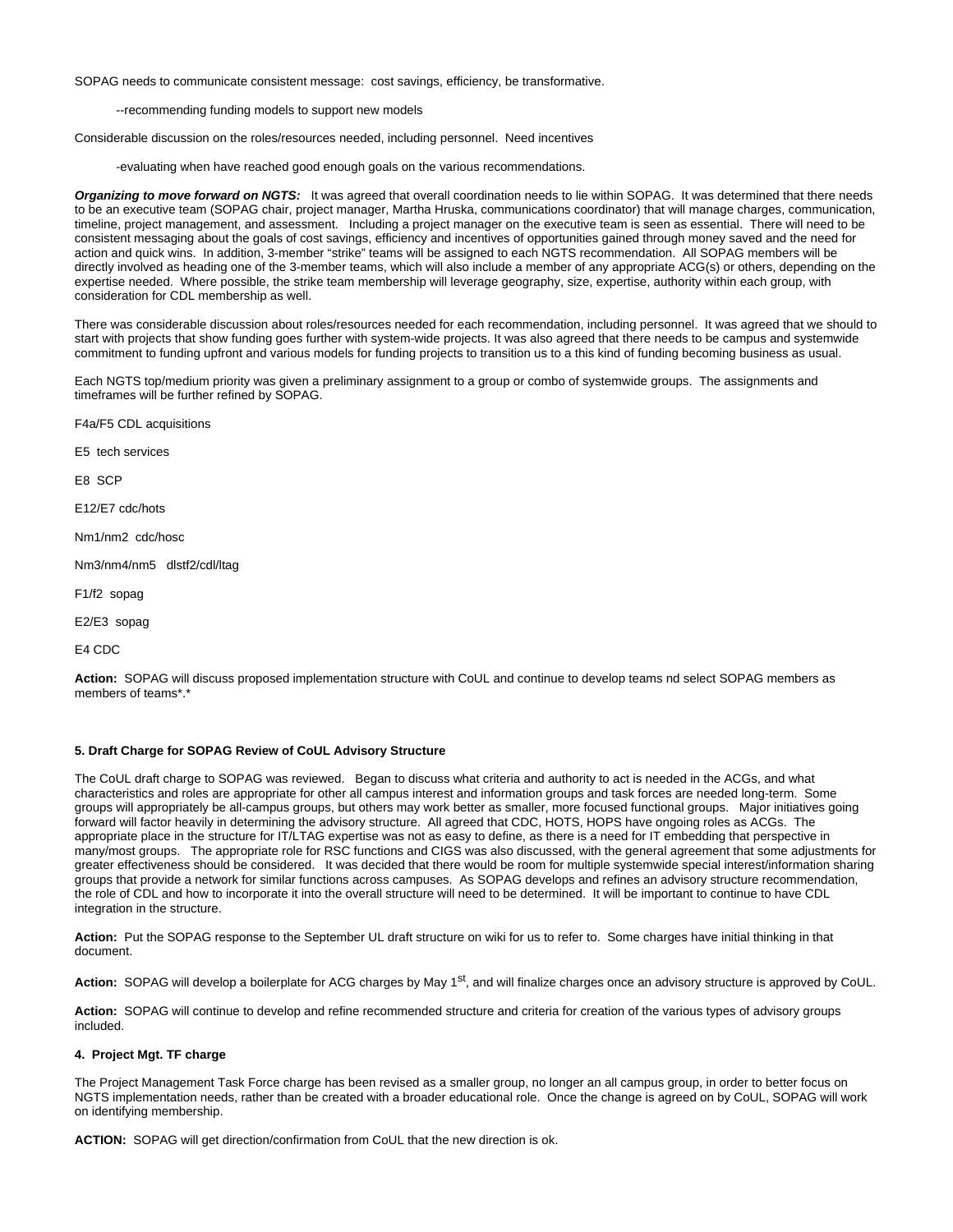SOPAG needs to communicate consistent message: cost savings, efficiency, be transformative.

--recommending funding models to support new models

Considerable discussion on the roles/resources needed, including personnel. Need incentives

-evaluating when have reached good enough goals on the various recommendations.

***Organizing to move forward on NGTS:*** It was agreed that overall coordination needs to lie within SOPAG. It was determined that there needs to be an executive team (SOPAG chair, project manager, Martha Hruska, communications coordinator) that will manage charges, communication, timeline, project management, and assessment. Including a project manager on the executive team is seen as essential. There will need to be consistent messaging about the goals of cost savings, efficiency and incentives of opportunities gained through money saved and the need for action and quick wins. In addition, 3-member "strike" teams will be assigned to each NGTS recommendation. All SOPAG members will be directly involved as heading one of the 3-member teams, which will also include a member of any appropriate ACG(s) or others, depending on the expertise needed. Where possible, the strike team membership will leverage geography, size, expertise, authority within each group, with consideration for CDL membership as well.

There was considerable discussion about roles/resources needed for each recommendation, including personnel. It was agreed that we should to start with projects that show funding goes further with system-wide projects. It was also agreed that there needs to be campus and systemwide commitment to funding upfront and various models for funding projects to transition us to a this kind of funding becoming business as usual.

Each NGTS top/medium priority was given a preliminary assignment to a group or combo of systemwide groups. The assignments and timeframes will be further refined by SOPAG.

F4a/F5 CDL acquisitions

E5 tech services

E8 SCP

E12/E7 cdc/hots

Nm1/nm2 cdc/hosc

Nm3/nm4/nm5 dlstf2/cdl/ltag

F1/f2 sopag

E2/E3 sopag

E4 CDC

**Action:** SOPAG will discuss proposed implementation structure with CoUL and continue to develop teams nd select SOPAG members as members of teams*.*

**5. Draft Charge for SOPAG Review of CoUL Advisory Structure**

The CoUL draft charge to SOPAG was reviewed. Began to discuss what criteria and authority to act is needed in the ACGs, and what characteristics and roles are appropriate for other all campus interest and information groups and task forces are needed long-term. Some groups will appropriately be all-campus groups, but others may work better as smaller, more focused functional groups. Major initiatives going forward will factor heavily in determining the advisory structure. All agreed that CDC, HOTS, HOPS have ongoing roles as ACGs. The appropriate place in the structure for IT/LTAG expertise was not as easy to define, as there is a need for IT embedding that perspective in many/most groups. The appropriate role for RSC functions and CIGS was also discussed, with the general agreement that some adjustments for greater effectiveness should be considered. It was decided that there would be room for multiple systemwide special interest/information sharing groups that provide a network for similar functions across campuses. As SOPAG develops and refines an advisory structure recommendation, the role of CDL and how to incorporate it into the overall structure will need to be determined. It will be important to continue to have CDL integration in the structure.

**Action:** Put the SOPAG response to the September UL draft structure on wiki for us to refer to. Some charges have initial thinking in that document.

**Action:** SOPAG will develop a boilerplate for ACG charges by May 1st, and will finalize charges once an advisory structure is approved by CoUL.

**Action:** SOPAG will continue to develop and refine recommended structure and criteria for creation of the various types of advisory groups included.

**4. Project Mgt. TF charge**

The Project Management Task Force charge has been revised as a smaller group, no longer an all campus group, in order to better focus on NGTS implementation needs, rather than be created with a broader educational role. Once the change is agreed on by CoUL, SOPAG will work on identifying membership.

**ACTION:** SOPAG will get direction/confirmation from CoUL that the new direction is ok.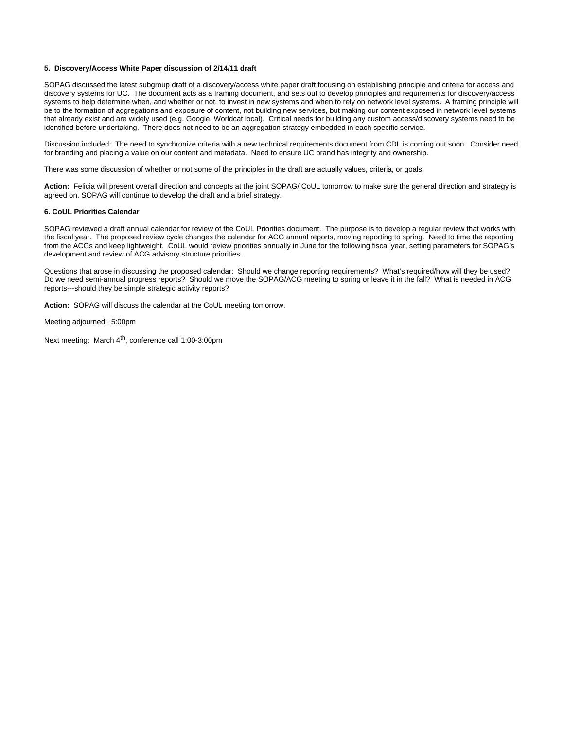**5. Discovery/Access White Paper discussion of 2/14/11 draft**

SOPAG discussed the latest subgroup draft of a discovery/access white paper draft focusing on establishing principle and criteria for access and discovery systems for UC. The document acts as a framing document, and sets out to develop principles and requirements for discovery/access systems to help determine when, and whether or not, to invest in new systems and when to rely on network level systems. A framing principle will be to the formation of aggregations and exposure of content, not building new services, but making our content exposed in network level systems that already exist and are widely used (e.g. Google, Worldcat local). Critical needs for building any custom access/discovery systems need to be identified before undertaking. There does not need to be an aggregation strategy embedded in each specific service.

Discussion included: The need to synchronize criteria with a new technical requirements document from CDL is coming out soon. Consider need for branding and placing a value on our content and metadata. Need to ensure UC brand has integrity and ownership.

There was some discussion of whether or not some of the principles in the draft are actually values, criteria, or goals.

**Action:** Felicia will present overall direction and concepts at the joint SOPAG/ CoUL tomorrow to make sure the general direction and strategy is agreed on. SOPAG will continue to develop the draft and a brief strategy.

**6. CoUL Priorities Calendar**

SOPAG reviewed a draft annual calendar for review of the CoUL Priorities document. The purpose is to develop a regular review that works with the fiscal year. The proposed review cycle changes the calendar for ACG annual reports, moving reporting to spring. Need to time the reporting from the ACGs and keep lightweight. CoUL would review priorities annually in June for the following fiscal year, setting parameters for SOPAG's development and review of ACG advisory structure priorities.

Questions that arose in discussing the proposed calendar: Should we change reporting requirements? What's required/how will they be used? Do we need semi-annual progress reports? Should we move the SOPAG/ACG meeting to spring or leave it in the fall? What is needed in ACG reports---should they be simple strategic activity reports?

**Action:** SOPAG will discuss the calendar at the CoUL meeting tomorrow.

Meeting adjourned: 5:00pm

Next meeting: March 4th, conference call 1:00-3:00pm